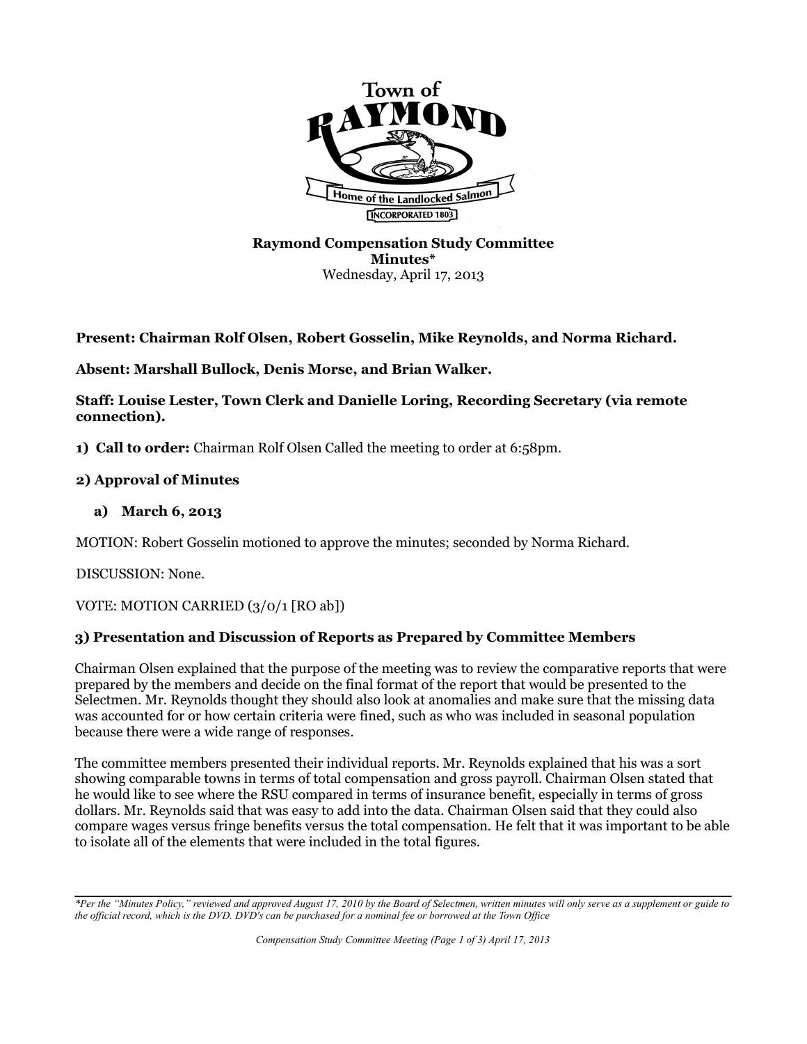Town of RAYMOND
Home of the Landlocked Salmon
INCORPORATED 1803

# Raymond Compensation Study Committee
# Minutes*

Wednesday, April 17, 2013

**Present: Chairman Rolf Olsen, Robert Gosselin, Mike Reynolds, and Norma Richard.**

**Absent: Marshall Bullock, Denis Morse, and Brian Walker.**

**Staff: Louise Lester, Town Clerk and Danielle Loring, Recording Secretary (via remote connection).**

**1) Call to order:** Chairman Rolf Olsen Called the meeting to order at 6:58pm.

## 2) Approval of Minutes

### a) March 6, 2013

MOTION: Robert Gosselin motioned to approve the minutes; seconded by Norma Richard.

DISCUSSION: None.

VOTE: MOTION CARRIED (3/0/1 [RO ab])

## 3) Presentation and Discussion of Reports as Prepared by Committee Members

Chairman Olsen explained that the purpose of the meeting was to review the comparative reports that were prepared by the members and decide on the final format of the report that would be presented to the Selectmen. Mr. Reynolds thought they should also look at anomalies and make sure that the missing data was accounted for or how certain criteria were fined, such as who was included in seasonal population because there were a wide range of responses.

The committee members presented their individual reports. Mr. Reynolds explained that his was a sort showing comparable towns in terms of total compensation and gross payroll. Chairman Olsen stated that he would like to see where the RSU compared in terms of insurance benefit, especially in terms of gross dollars. Mr. Reynolds said that was easy to add into the data. Chairman Olsen said that they could also compare wages versus fringe benefits versus the total compensation. He felt that it was important to be able to isolate all of the elements that were included in the total figures.

*\*Per the "Minutes Policy," reviewed and approved August 17, 2010 by the Board of Selectmen, written minutes will only serve as a supplement or guide to the official record, which is the DVD. DVD's can be purchased for a nominal fee or borrowed at the Town Office*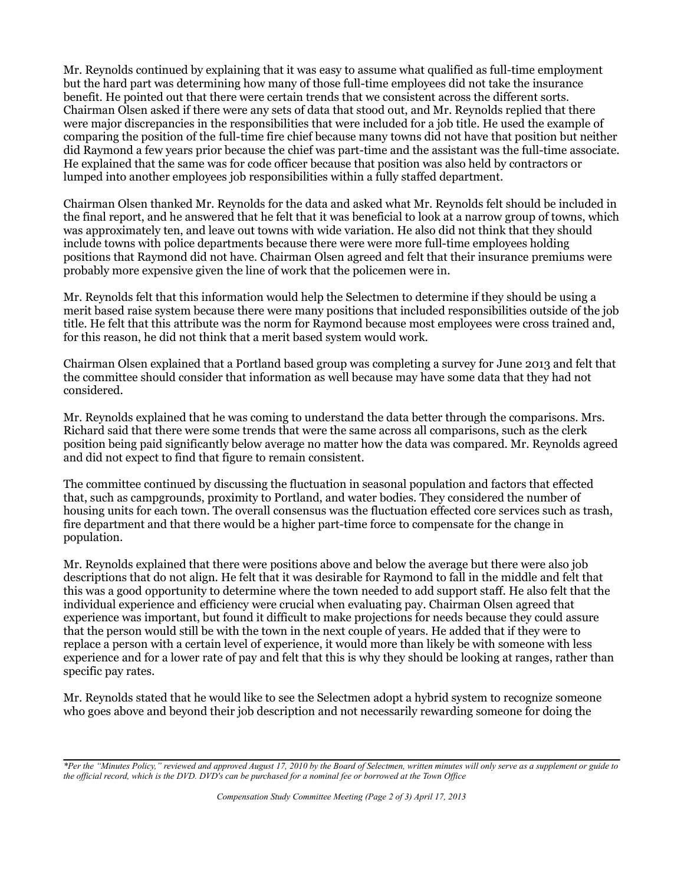Mr. Reynolds continued by explaining that it was easy to assume what qualified as full-time employment but the hard part was determining how many of those full-time employees did not take the insurance benefit. He pointed out that there were certain trends that we consistent across the different sorts. Chairman Olsen asked if there were any sets of data that stood out, and Mr. Reynolds replied that there were major discrepancies in the responsibilities that were included for a job title. He used the example of comparing the position of the full-time fire chief because many towns did not have that position but neither did Raymond a few years prior because the chief was part-time and the assistant was the full-time associate. He explained that the same was for code officer because that position was also held by contractors or lumped into another employees job responsibilities within a fully staffed department.

Chairman Olsen thanked Mr. Reynolds for the data and asked what Mr. Reynolds felt should be included in the final report, and he answered that he felt that it was beneficial to look at a narrow group of towns, which was approximately ten, and leave out towns with wide variation. He also did not think that they should include towns with police departments because there were were more full-time employees holding positions that Raymond did not have. Chairman Olsen agreed and felt that their insurance premiums were probably more expensive given the line of work that the policemen were in.

Mr. Reynolds felt that this information would help the Selectmen to determine if they should be using a merit based raise system because there were many positions that included responsibilities outside of the job title. He felt that this attribute was the norm for Raymond because most employees were cross trained and, for this reason, he did not think that a merit based system would work.

Chairman Olsen explained that a Portland based group was completing a survey for June 2013 and felt that the committee should consider that information as well because may have some data that they had not considered.

Mr. Reynolds explained that he was coming to understand the data better through the comparisons. Mrs. Richard said that there were some trends that were the same across all comparisons, such as the clerk position being paid significantly below average no matter how the data was compared. Mr. Reynolds agreed and did not expect to find that figure to remain consistent.

The committee continued by discussing the fluctuation in seasonal population and factors that effected that, such as campgrounds, proximity to Portland, and water bodies. They considered the number of housing units for each town. The overall consensus was the fluctuation effected core services such as trash, fire department and that there would be a higher part-time force to compensate for the change in population.

Mr. Reynolds explained that there were positions above and below the average but there were also job descriptions that do not align. He felt that it was desirable for Raymond to fall in the middle and felt that this was a good opportunity to determine where the town needed to add support staff. He also felt that the individual experience and efficiency were crucial when evaluating pay. Chairman Olsen agreed that experience was important, but found it difficult to make projections for needs because they could assure that the person would still be with the town in the next couple of years. He added that if they were to replace a person with a certain level of experience, it would more than likely be with someone with less experience and for a lower rate of pay and felt that this is why they should be looking at ranges, rather than specific pay rates.

Mr. Reynolds stated that he would like to see the Selectmen adopt a hybrid system to recognize someone who goes above and beyond their job description and not necessarily rewarding someone for doing the

*\*Per the "Minutes Policy," reviewed and approved August 17, 2010 by the Board of Selectmen, written minutes will only serve as a supplement or guide to the official record, which is the DVD. DVD's can be purchased for a nominal fee or borrowed at the Town Office*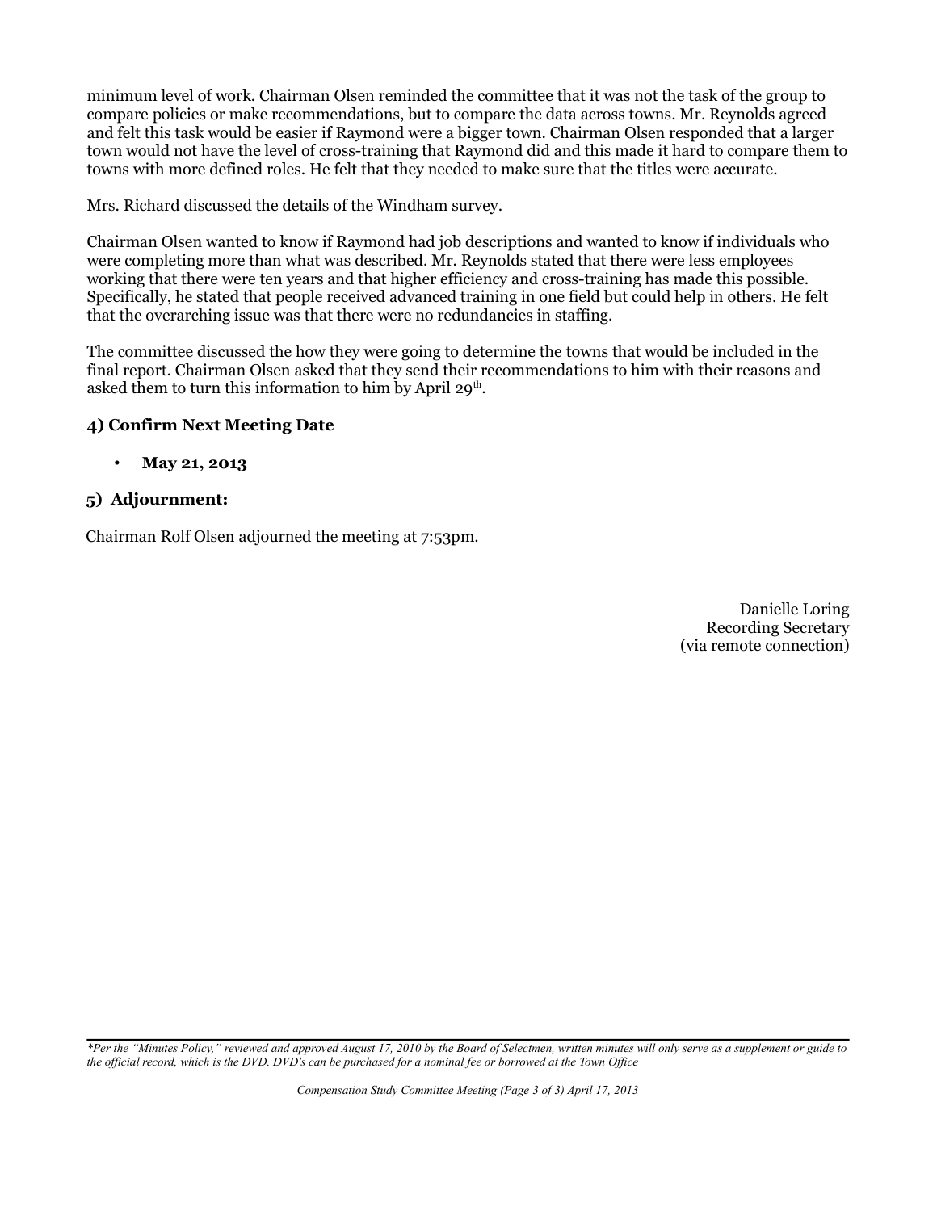minimum level of work. Chairman Olsen reminded the committee that it was not the task of the group to compare policies or make recommendations, but to compare the data across towns. Mr. Reynolds agreed and felt this task would be easier if Raymond were a bigger town. Chairman Olsen responded that a larger town would not have the level of cross-training that Raymond did and this made it hard to compare them to towns with more defined roles. He felt that they needed to make sure that the titles were accurate.

Mrs. Richard discussed the details of the Windham survey.

Chairman Olsen wanted to know if Raymond had job descriptions and wanted to know if individuals who were completing more than what was described. Mr. Reynolds stated that there were less employees working that there were ten years and that higher efficiency and cross-training has made this possible. Specifically, he stated that people received advanced training in one field but could help in others. He felt that the overarching issue was that there were no redundancies in staffing.

The committee discussed the how they were going to determine the towns that would be included in the final report. Chairman Olsen asked that they send their recommendations to him with their reasons and asked them to turn this information to him by April 29th.

**4) Confirm Next Meeting Date**

- **May 21, 2013**

**5) Adjournment:**

Chairman Rolf Olsen adjourned the meeting at 7:53pm.

Danielle Loring
Recording Secretary
(via remote connection)

*\*Per the "Minutes Policy," reviewed and approved August 17, 2010 by the Board of Selectmen, written minutes will only serve as a supplement or guide to the official record, which is the DVD. DVD's can be purchased for a nominal fee or borrowed at the Town Office*